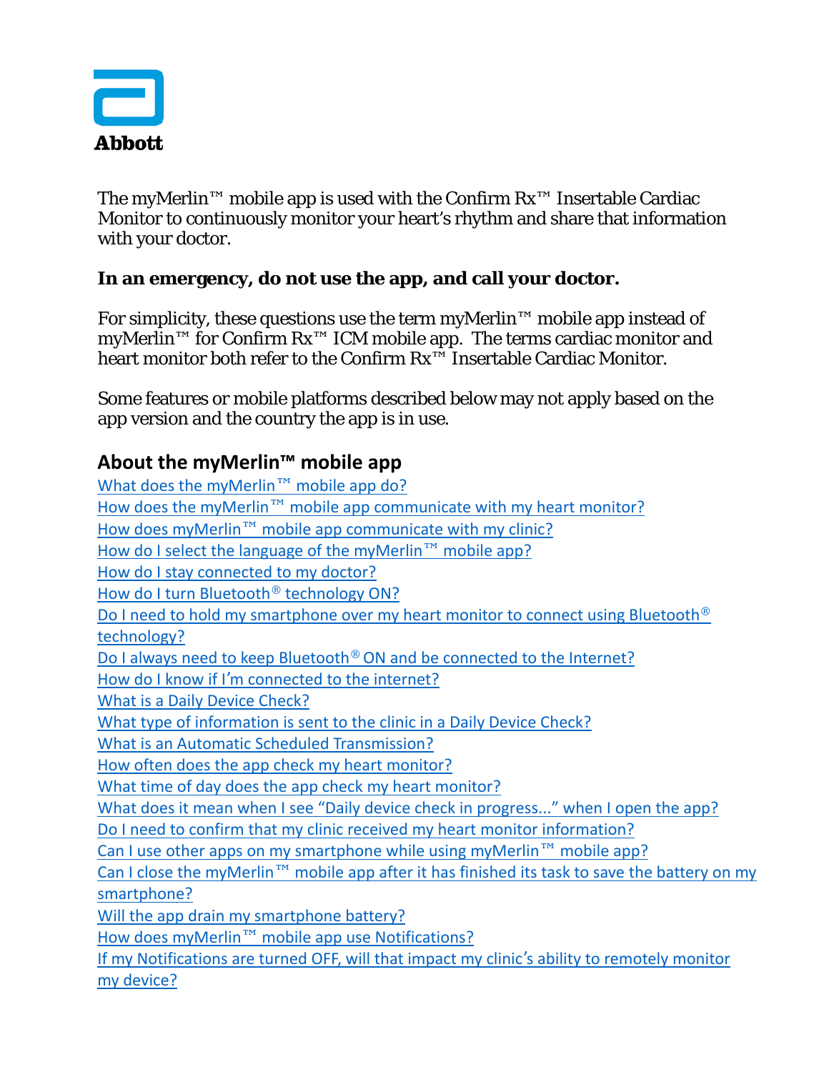Abbott

The myMerlin™ mobile app is used with the Confirm Rx™ Insertable Cardiac Monitor to continuously monitor your heart's rhythm and share that information with your doctor.

**In an emergency, do not use the app, and call your doctor.**

For simplicity, these questions use the term myMerlin™ mobile app instead of myMerlin™ for Confirm Rx™ ICM mobile app. The terms cardiac monitor and heart monitor both refer to the Confirm Rx™ Insertable Cardiac Monitor.

Some features or mobile platforms described below may not apply based on the app version and the country the app is in use.

## About the myMerlin™ mobile app

What does the myMerlin™ mobile app do?
How does the myMerlin™ mobile app communicate with my heart monitor?
How does myMerlin™ mobile app communicate with my clinic?
How do I select the language of the myMerlin™ mobile app?
How do I stay connected to my doctor?
How do I turn Bluetooth® technology ON?
Do I need to hold my smartphone over my heart monitor to connect using Bluetooth® technology?
Do I always need to keep Bluetooth® ON and be connected to the Internet?
How do I know if I'm connected to the internet?
What is a Daily Device Check?
What type of information is sent to the clinic in a Daily Device Check?
What is an Automatic Scheduled Transmission?
How often does the app check my heart monitor?
What time of day does the app check my heart monitor?
What does it mean when I see "Daily device check in progress..." when I open the app?
Do I need to confirm that my clinic received my heart monitor information?
Can I use other apps on my smartphone while using myMerlin™ mobile app?
Can I close the myMerlin™ mobile app after it has finished its task to save the battery on my smartphone?
Will the app drain my smartphone battery?
How does myMerlin™ mobile app use Notifications?
If my Notifications are turned OFF, will that impact my clinic's ability to remotely monitor my device?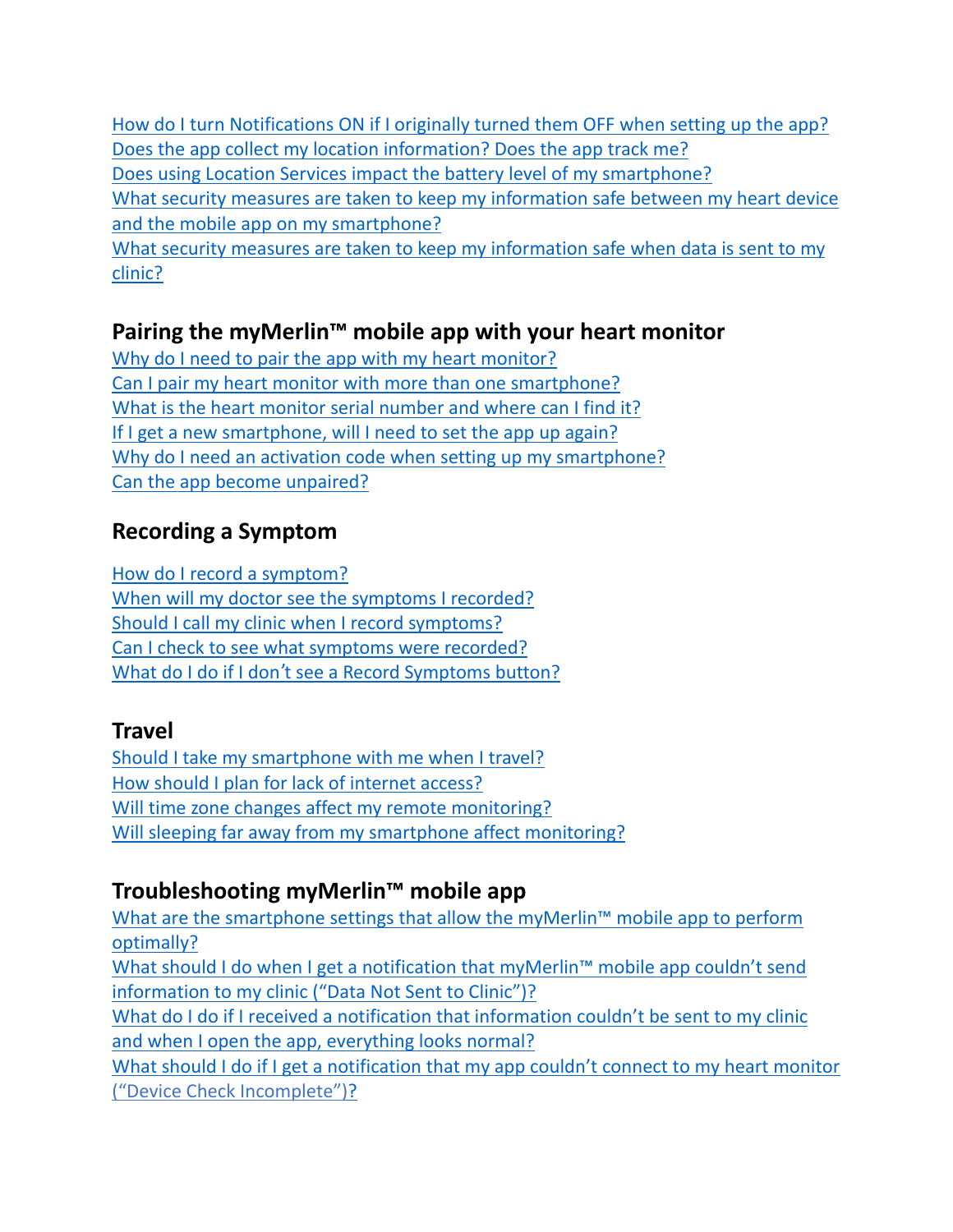How do I turn Notifications ON if I originally turned them OFF when setting up the app?
Does the app collect my location information? Does the app track me?
Does using Location Services impact the battery level of my smartphone?
What security measures are taken to keep my information safe between my heart device and the mobile app on my smartphone?
What security measures are taken to keep my information safe when data is sent to my clinic?

## Pairing the myMerlin™ mobile app with your heart monitor

Why do I need to pair the app with my heart monitor?
Can I pair my heart monitor with more than one smartphone?
What is the heart monitor serial number and where can I find it?
If I get a new smartphone, will I need to set the app up again?
Why do I need an activation code when setting up my smartphone?
Can the app become unpaired?

## Recording a Symptom

How do I record a symptom?
When will my doctor see the symptoms I recorded?
Should I call my clinic when I record symptoms?
Can I check to see what symptoms were recorded?
What do I do if I don't see a Record Symptoms button?

## Travel

Should I take my smartphone with me when I travel?
How should I plan for lack of internet access?
Will time zone changes affect my remote monitoring?
Will sleeping far away from my smartphone affect monitoring?

## Troubleshooting myMerlin™ mobile app

What are the smartphone settings that allow the myMerlin™ mobile app to perform optimally?
What should I do when I get a notification that myMerlin™ mobile app couldn't send information to my clinic ("Data Not Sent to Clinic")?
What do I do if I received a notification that information couldn't be sent to my clinic and when I open the app, everything looks normal?
What should I do if I get a notification that my app couldn't connect to my heart monitor ("Device Check Incomplete")?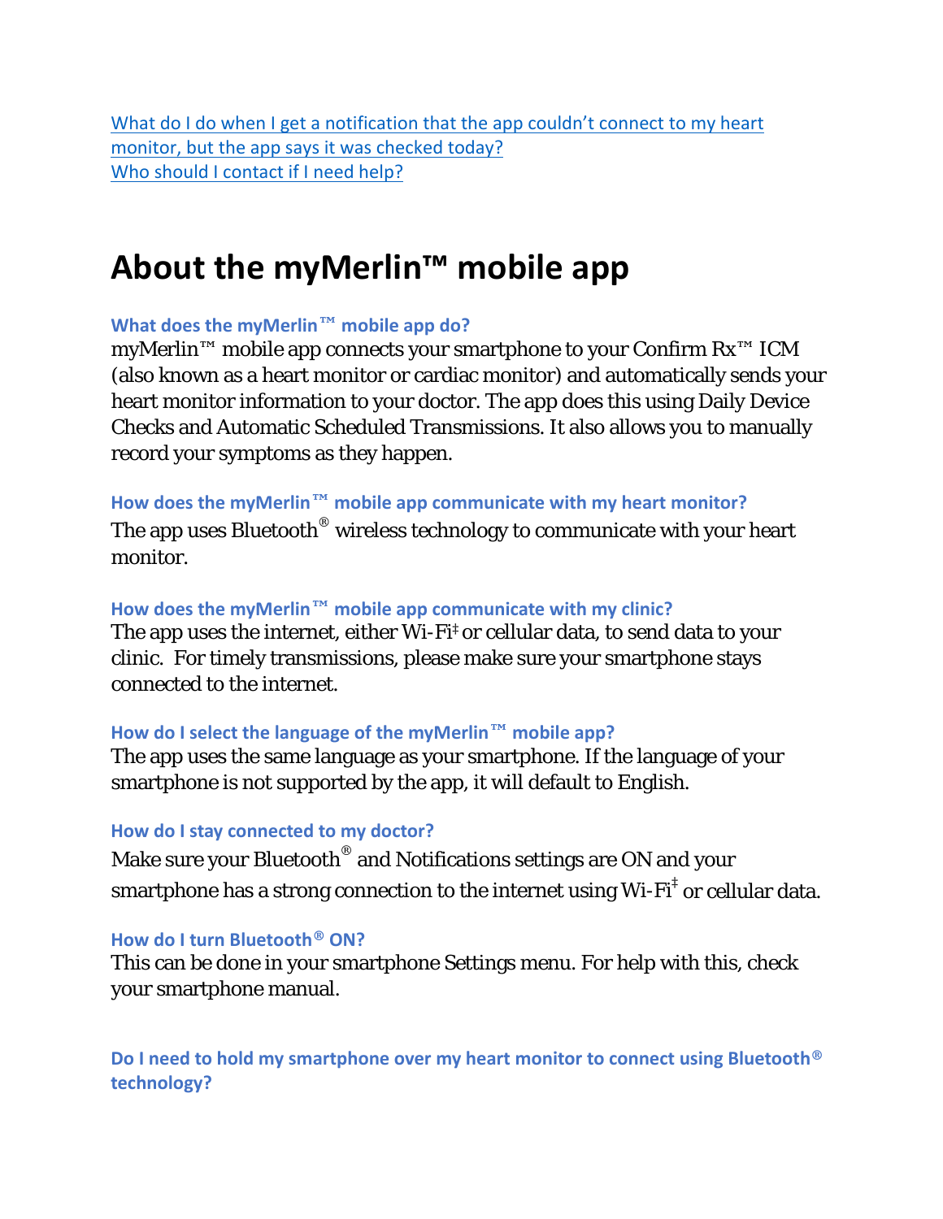[What do I do when I get a notification that the app couldn’t connect to my heart monitor, but the app says it was checked today?](#)
[Who should I contact if I need help?](#)

# About the myMerlin™ mobile app

### What does the myMerlin™ mobile app do?

myMerlin™ mobile app connects your smartphone to your Confirm Rx™ ICM (also known as a heart monitor or cardiac monitor) and automatically sends your heart monitor information to your doctor. The app does this using Daily Device Checks and Automatic Scheduled Transmissions. It also allows you to manually record your symptoms as they happen.

### How does the myMerlin™ mobile app communicate with my heart monitor?

The app uses Bluetooth® wireless technology to communicate with your heart monitor.

### How does the myMerlin™ mobile app communicate with my clinic?

The app uses the internet, either Wi-Fi‡ or cellular data, to send data to your clinic. For timely transmissions, please make sure your smartphone stays connected to the internet.

### How do I select the language of the myMerlin™ mobile app?

The app uses the same language as your smartphone. If the language of your smartphone is not supported by the app, it will default to English.

### How do I stay connected to my doctor?

Make sure your Bluetooth® and Notifications settings are ON and your smartphone has a strong connection to the internet using Wi-Fi‡ or cellular data.

### How do I turn Bluetooth® ON?

This can be done in your smartphone Settings menu. For help with this, check your smartphone manual.

### Do I need to hold my smartphone over my heart monitor to connect using Bluetooth® technology?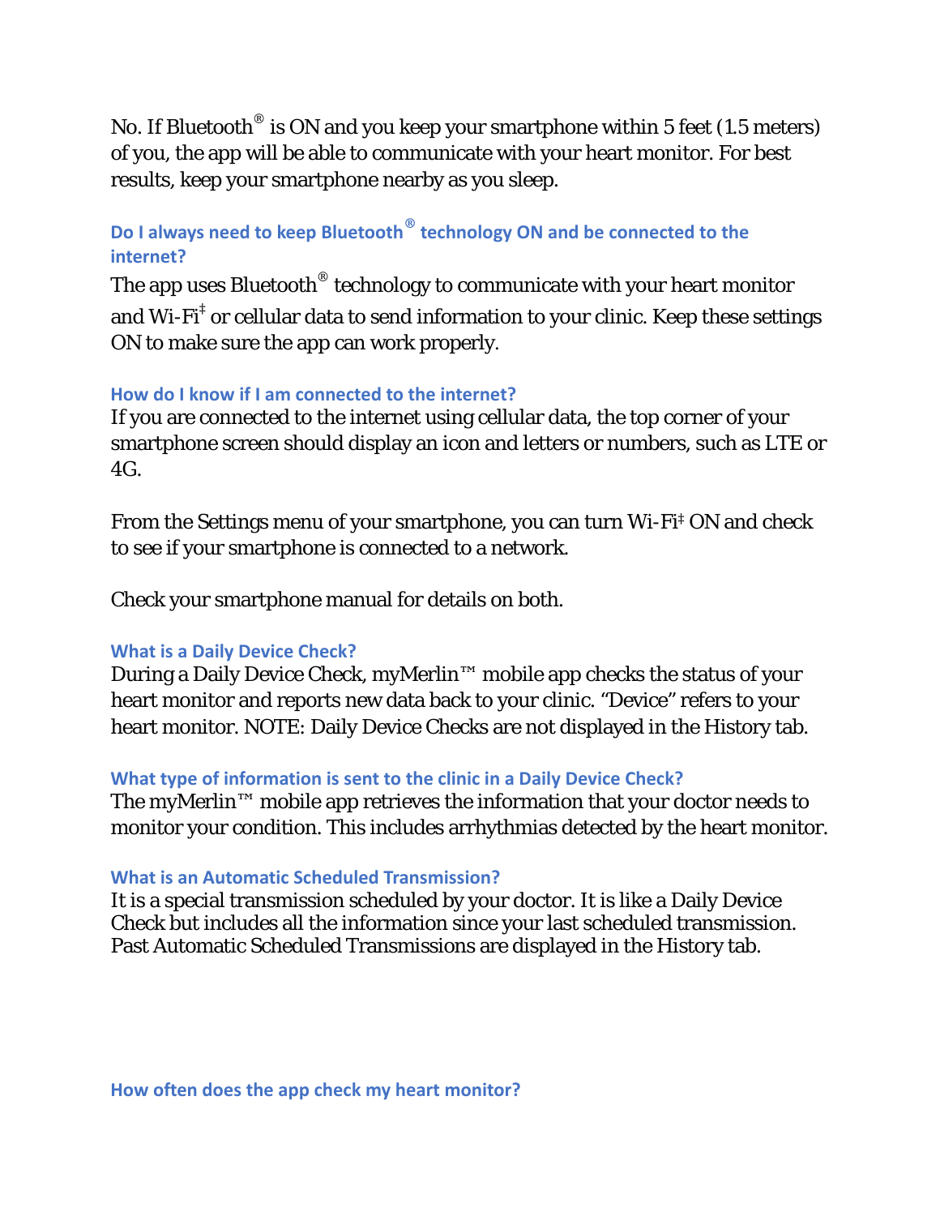No. If Bluetooth® is ON and you keep your smartphone within 5 feet (1.5 meters) of you, the app will be able to communicate with your heart monitor. For best results, keep your smartphone nearby as you sleep.

### Do I always need to keep Bluetooth® technology ON and be connected to the internet?

The app uses Bluetooth® technology to communicate with your heart monitor and Wi-Fi‡ or cellular data to send information to your clinic. Keep these settings ON to make sure the app can work properly.

### How do I know if I am connected to the internet?

If you are connected to the internet using cellular data, the top corner of your smartphone screen should display an icon and letters or numbers, such as LTE or 4G.

From the Settings menu of your smartphone, you can turn Wi-Fi‡ ON and check to see if your smartphone is connected to a network.

Check your smartphone manual for details on both.

### What is a Daily Device Check?

During a Daily Device Check, myMerlin™ mobile app checks the status of your heart monitor and reports new data back to your clinic. "Device" refers to your heart monitor. NOTE: Daily Device Checks are not displayed in the History tab.

### What type of information is sent to the clinic in a Daily Device Check?

The myMerlin™ mobile app retrieves the information that your doctor needs to monitor your condition. This includes arrhythmias detected by the heart monitor.

### What is an Automatic Scheduled Transmission?

It is a special transmission scheduled by your doctor. It is like a Daily Device Check but includes all the information since your last scheduled transmission. Past Automatic Scheduled Transmissions are displayed in the History tab.

### How often does the app check my heart monitor?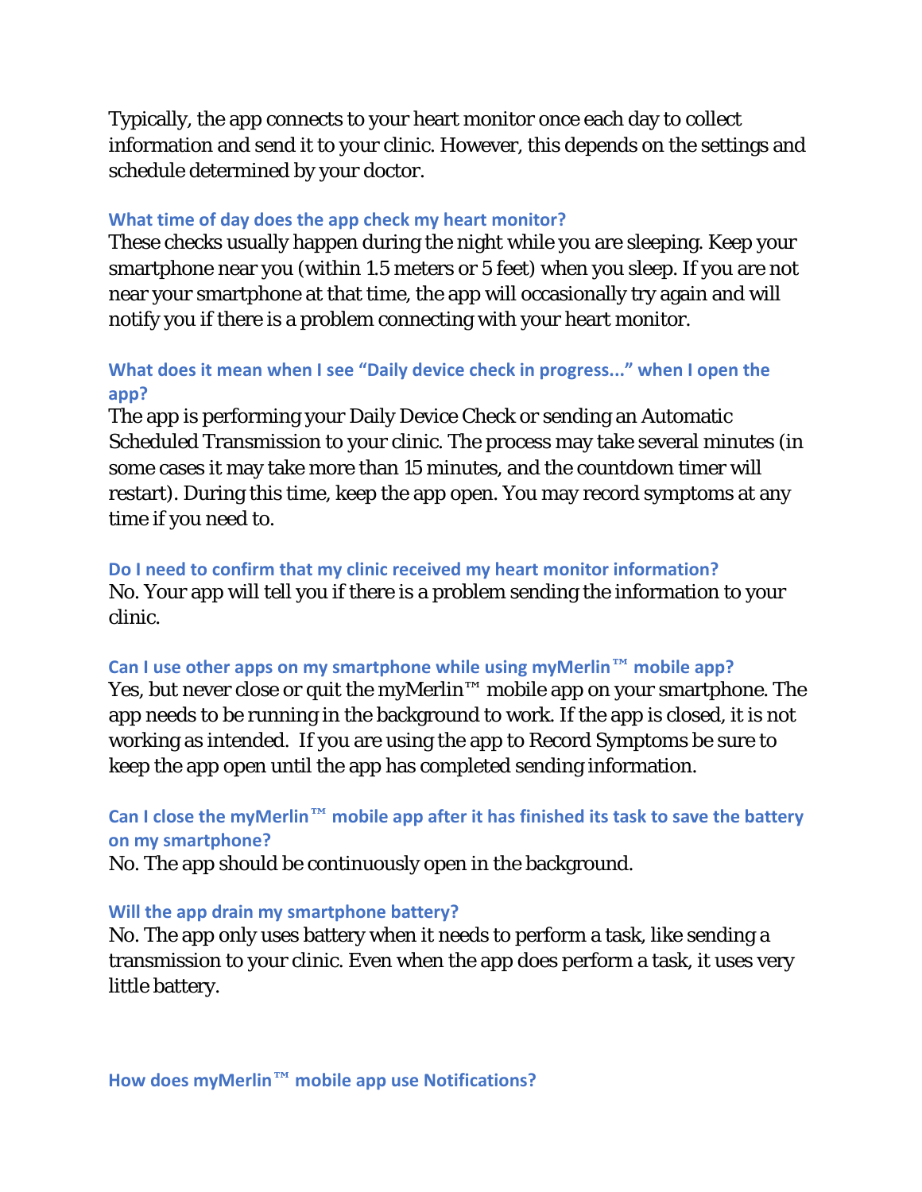Typically, the app connects to your heart monitor once each day to collect information and send it to your clinic. However, this depends on the settings and schedule determined by your doctor.

### What time of day does the app check my heart monitor?

These checks usually happen during the night while you are sleeping. Keep your smartphone near you (within 1.5 meters or 5 feet) when you sleep. If you are not near your smartphone at that time, the app will occasionally try again and will notify you if there is a problem connecting with your heart monitor.

### What does it mean when I see “Daily device check in progress...” when I open the app?

The app is performing your Daily Device Check or sending an Automatic Scheduled Transmission to your clinic. The process may take several minutes (in some cases it may take more than 15 minutes, and the countdown timer will restart). During this time, keep the app open. You may record symptoms at any time if you need to.

### Do I need to confirm that my clinic received my heart monitor information?

No. Your app will tell you if there is a problem sending the information to your clinic.

### Can I use other apps on my smartphone while using myMerlin™ mobile app?

Yes, but never close or quit the myMerlin™ mobile app on your smartphone. The app needs to be running in the background to work. If the app is closed, it is not working as intended. If you are using the app to Record Symptoms be sure to keep the app open until the app has completed sending information.

### Can I close the myMerlin™ mobile app after it has finished its task to save the battery on my smartphone?

No. The app should be continuously open in the background.

### Will the app drain my smartphone battery?

No. The app only uses battery when it needs to perform a task, like sending a transmission to your clinic. Even when the app does perform a task, it uses very little battery.

### How does myMerlin™ mobile app use Notifications?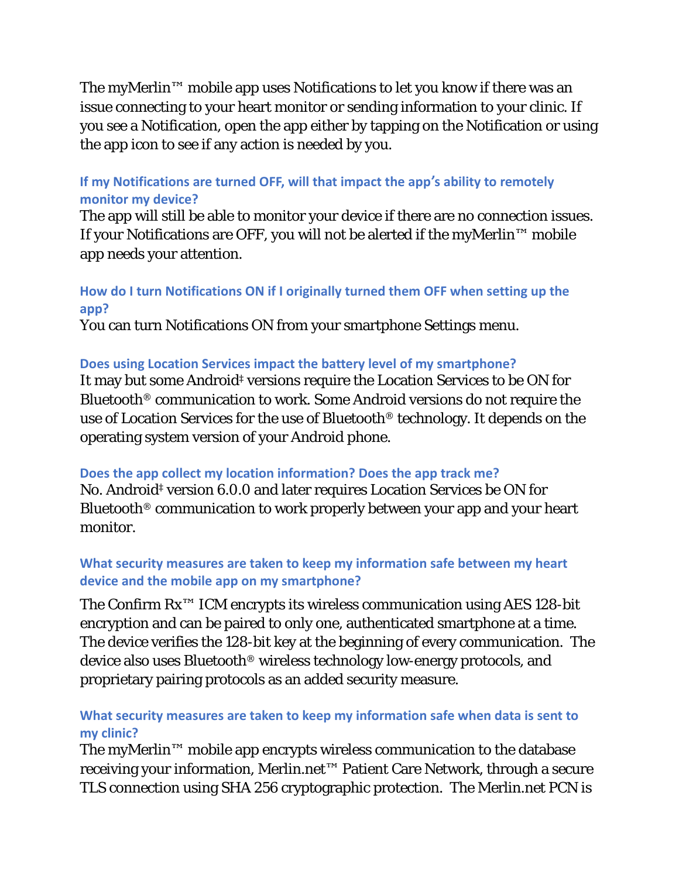The myMerlin™ mobile app uses Notifications to let you know if there was an issue connecting to your heart monitor or sending information to your clinic. If you see a Notification, open the app either by tapping on the Notification or using the app icon to see if any action is needed by you.

### If my Notifications are turned OFF, will that impact the app's ability to remotely monitor my device?

The app will still be able to monitor your device if there are no connection issues. If your Notifications are OFF, you will not be alerted if the myMerlin™ mobile app needs your attention.

### How do I turn Notifications ON if I originally turned them OFF when setting up the app?

You can turn Notifications ON from your smartphone Settings menu.

### Does using Location Services impact the battery level of my smartphone?

It may but some Android‡ versions require the Location Services to be ON for Bluetooth® communication to work. Some Android versions do not require the use of Location Services for the use of Bluetooth® technology. It depends on the operating system version of your Android phone.

### Does the app collect my location information? Does the app track me?

No. Android‡ version 6.0.0 and later requires Location Services be ON for Bluetooth® communication to work properly between your app and your heart monitor.

### What security measures are taken to keep my information safe between my heart device and the mobile app on my smartphone?

The Confirm Rx™ ICM encrypts its wireless communication using AES 128-bit encryption and can be paired to only one, authenticated smartphone at a time. The device verifies the 128-bit key at the beginning of every communication. The device also uses Bluetooth® wireless technology low-energy protocols, and proprietary pairing protocols as an added security measure.

### What security measures are taken to keep my information safe when data is sent to my clinic?

The myMerlin™ mobile app encrypts wireless communication to the database receiving your information, Merlin.net™ Patient Care Network, through a secure TLS connection using SHA 256 cryptographic protection. The Merlin.net PCN is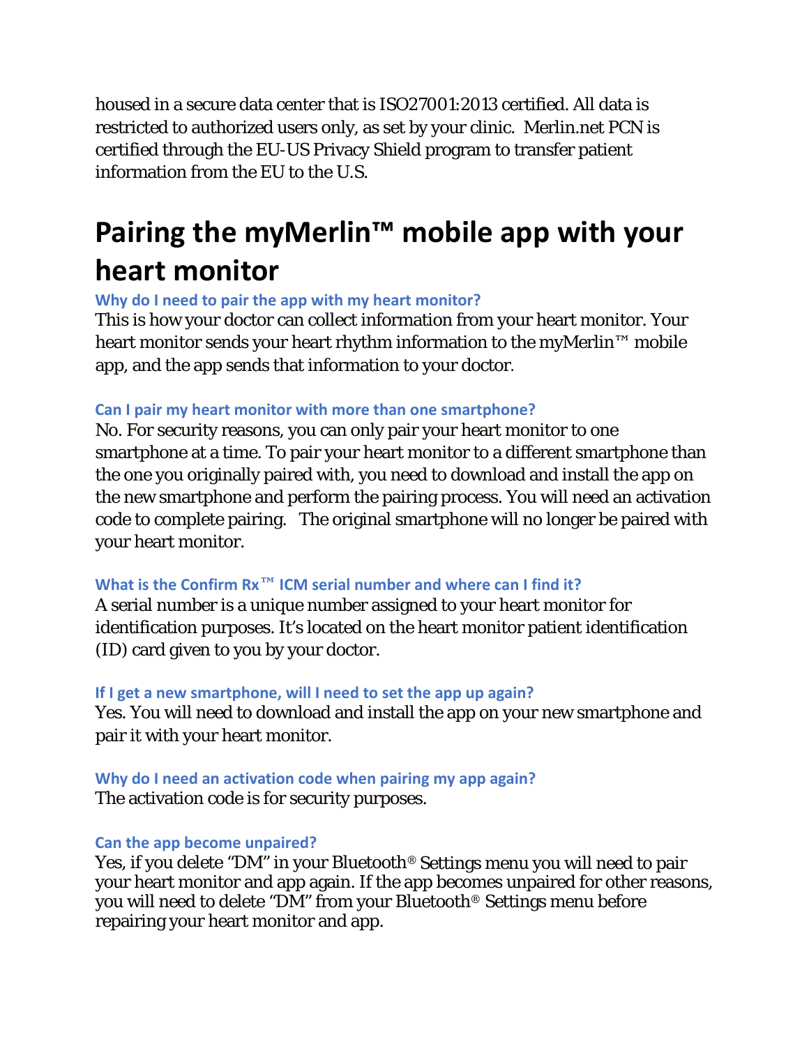housed in a secure data center that is ISO27001:2013 certified. All data is restricted to authorized users only, as set by your clinic. Merlin.net PCN is certified through the EU-US Privacy Shield program to transfer patient information from the EU to the U.S.

# Pairing the myMerlin™ mobile app with your heart monitor

### Why do I need to pair the app with my heart monitor?

This is how your doctor can collect information from your heart monitor. Your heart monitor sends your heart rhythm information to the myMerlin™ mobile app, and the app sends that information to your doctor.

### Can I pair my heart monitor with more than one smartphone?

No. For security reasons, you can only pair your heart monitor to one smartphone at a time. To pair your heart monitor to a different smartphone than the one you originally paired with, you need to download and install the app on the new smartphone and perform the pairing process. You will need an activation code to complete pairing. The original smartphone will no longer be paired with your heart monitor.

### What is the Confirm Rx™ ICM serial number and where can I find it?

A serial number is a unique number assigned to your heart monitor for identification purposes. It's located on the heart monitor patient identification (ID) card given to you by your doctor.

### If I get a new smartphone, will I need to set the app up again?

Yes. You will need to download and install the app on your new smartphone and pair it with your heart monitor.

### Why do I need an activation code when pairing my app again?

The activation code is for security purposes.

### Can the app become unpaired?

Yes, if you delete "DM" in your Bluetooth® Settings menu you will need to pair your heart monitor and app again. If the app becomes unpaired for other reasons, you will need to delete "DM" from your Bluetooth® Settings menu before repairing your heart monitor and app.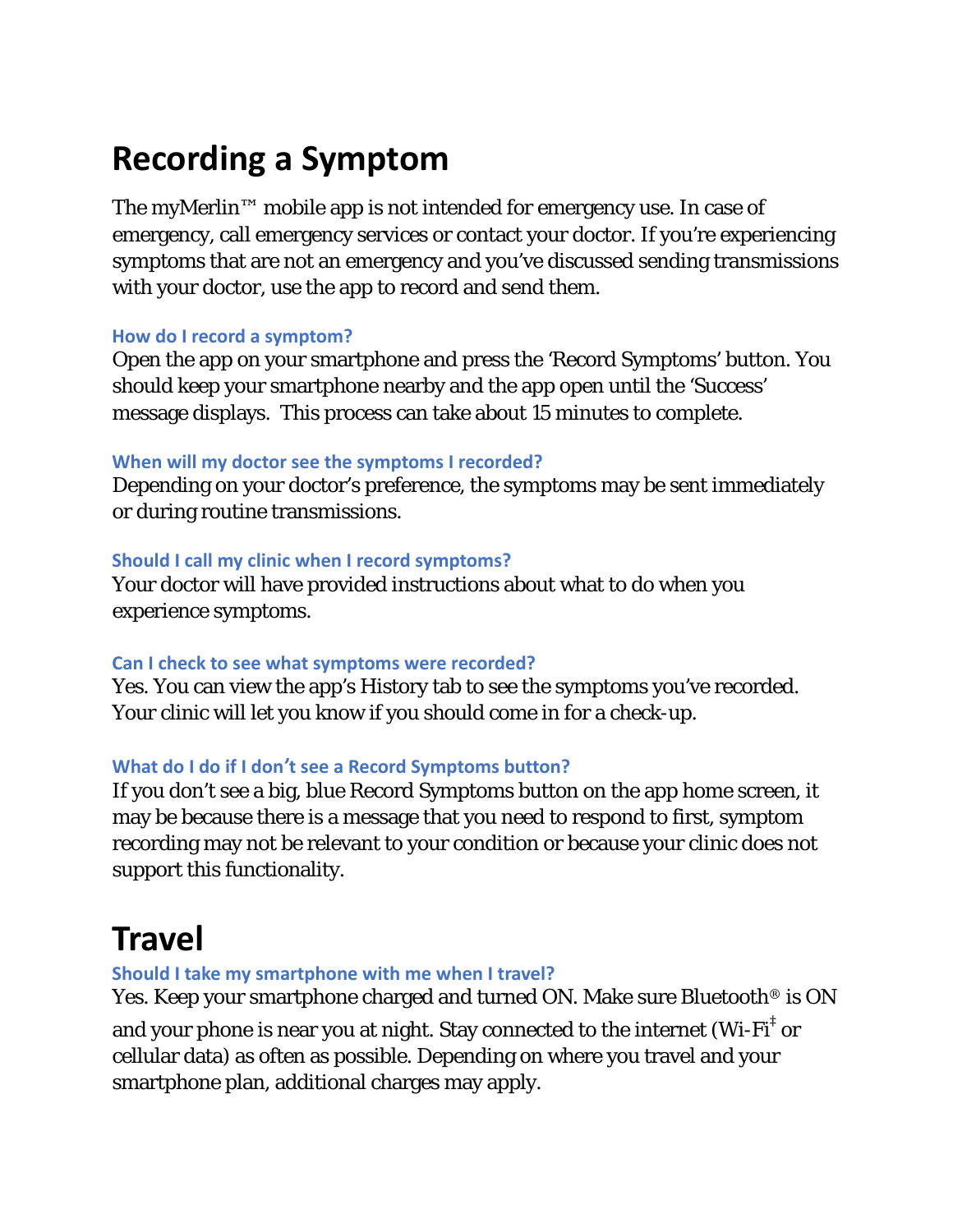# Recording a Symptom

The myMerlin™ mobile app is not intended for emergency use. In case of emergency, call emergency services or contact your doctor. If you're experiencing symptoms that are not an emergency and you've discussed sending transmissions with your doctor, use the app to record and send them.

### How do I record a symptom?

Open the app on your smartphone and press the 'Record Symptoms' button. You should keep your smartphone nearby and the app open until the 'Success' message displays. This process can take about 15 minutes to complete.

### When will my doctor see the symptoms I recorded?

Depending on your doctor's preference, the symptoms may be sent immediately or during routine transmissions.

### Should I call my clinic when I record symptoms?

Your doctor will have provided instructions about what to do when you experience symptoms.

### Can I check to see what symptoms were recorded?

Yes. You can view the app's History tab to see the symptoms you've recorded. Your clinic will let you know if you should come in for a check-up.

### What do I do if I don't see a Record Symptoms button?

If you don't see a big, blue Record Symptoms button on the app home screen, it may be because there is a message that you need to respond to first, symptom recording may not be relevant to your condition or because your clinic does not support this functionality.

# Travel

### Should I take my smartphone with me when I travel?

Yes. Keep your smartphone charged and turned ON. Make sure Bluetooth® is ON and your phone is near you at night. Stay connected to the internet (Wi-Fi‡ or cellular data) as often as possible. Depending on where you travel and your smartphone plan, additional charges may apply.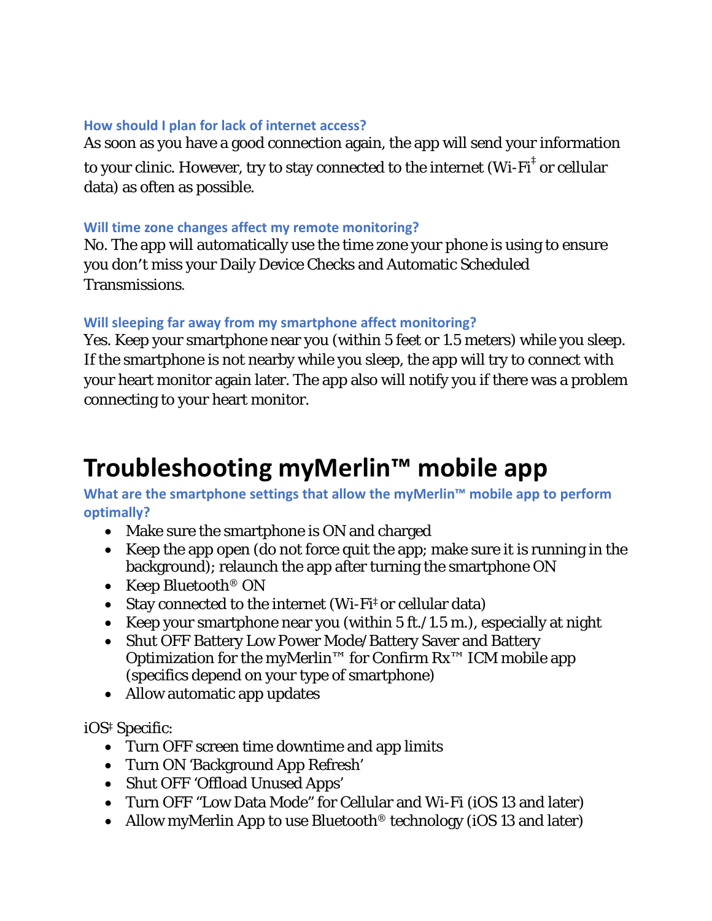### How should I plan for lack of internet access?

As soon as you have a good connection again, the app will send your information to your clinic. However, try to stay connected to the internet (Wi-Fi‡ or cellular data) as often as possible.

### Will time zone changes affect my remote monitoring?

No. The app will automatically use the time zone your phone is using to ensure you don't miss your Daily Device Checks and Automatic Scheduled Transmissions.

### Will sleeping far away from my smartphone affect monitoring?

Yes. Keep your smartphone near you (within 5 feet or 1.5 meters) while you sleep. If the smartphone is not nearby while you sleep, the app will try to connect with your heart monitor again later. The app also will notify you if there was a problem connecting to your heart monitor.

# Troubleshooting myMerlin™ mobile app

### What are the smartphone settings that allow the myMerlin™ mobile app to perform optimally?

- Make sure the smartphone is ON and charged
- Keep the app open (do not force quit the app; make sure it is running in the background); relaunch the app after turning the smartphone ON
- Keep Bluetooth® ON
- Stay connected to the internet (Wi-Fi‡ or cellular data)
- Keep your smartphone near you (within 5 ft./1.5 m.), especially at night
- Shut OFF Battery Low Power Mode/Battery Saver and Battery Optimization for the myMerlin™ for Confirm Rx™ ICM mobile app (specifics depend on your type of smartphone)
- Allow automatic app updates

iOS‡ Specific:

- Turn OFF screen time downtime and app limits
- Turn ON 'Background App Refresh'
- Shut OFF 'Offload Unused Apps'
- Turn OFF "Low Data Mode" for Cellular and Wi-Fi (iOS 13 and later)
- Allow myMerlin App to use Bluetooth® technology (iOS 13 and later)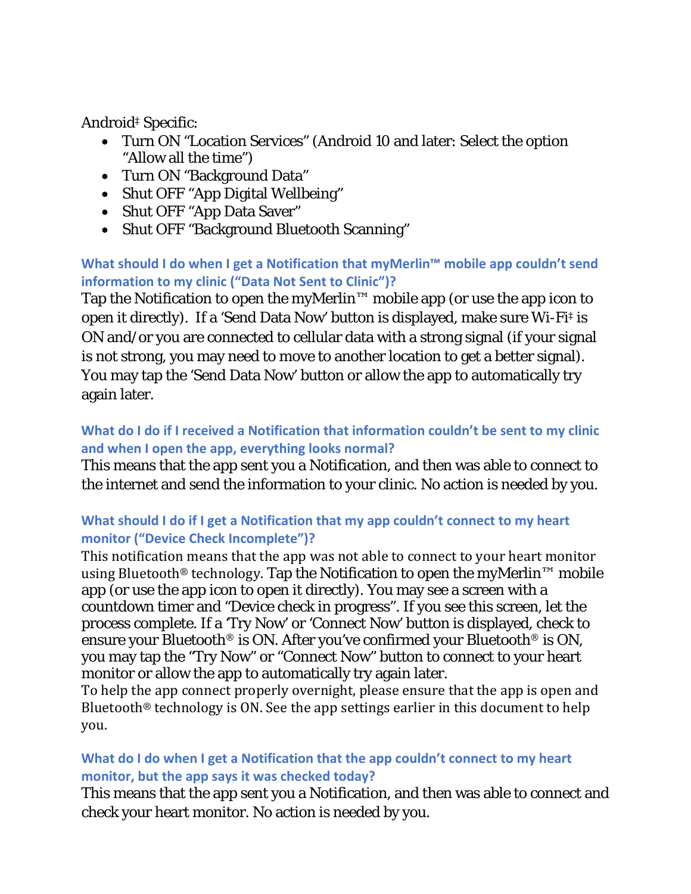Android‡ Specific:

- Turn ON “Location Services” (Android 10 and later: Select the option “Allow all the time”)
- Turn ON “Background Data”
- Shut OFF “App Digital Wellbeing”
- Shut OFF “App Data Saver”
- Shut OFF “Background Bluetooth Scanning”

### What should I do when I get a Notification that myMerlin™ mobile app couldn’t send information to my clinic (“Data Not Sent to Clinic”)?

Tap the Notification to open the myMerlin™ mobile app (or use the app icon to open it directly). If a ‘Send Data Now’ button is displayed, make sure Wi-Fi‡ is ON and/or you are connected to cellular data with a strong signal (if your signal is not strong, you may need to move to another location to get a better signal). You may tap the ‘Send Data Now’ button or allow the app to automatically try again later.

### What do I do if I received a Notification that information couldn’t be sent to my clinic and when I open the app, everything looks normal?

This means that the app sent you a Notification, and then was able to connect to the internet and send the information to your clinic. No action is needed by you.

### What should I do if I get a Notification that my app couldn’t connect to my heart monitor (“Device Check Incomplete”)?

This notification means that the app was not able to connect to your heart monitor using Bluetooth® technology. Tap the Notification to open the myMerlin™ mobile app (or use the app icon to open it directly). You may see a screen with a countdown timer and “Device check in progress”. If you see this screen, let the process complete. If a ‘Try Now’ or ‘Connect Now’ button is displayed, check to ensure your Bluetooth® is ON. After you’ve confirmed your Bluetooth® is ON, you may tap the “Try Now” or “Connect Now” button to connect to your heart monitor or allow the app to automatically try again later.

To help the app connect properly overnight, please ensure that the app is open and Bluetooth® technology is ON. See the app settings earlier in this document to help you.

### What do I do when I get a Notification that the app couldn’t connect to my heart monitor, but the app says it was checked today?

This means that the app sent you a Notification, and then was able to connect and check your heart monitor. No action is needed by you.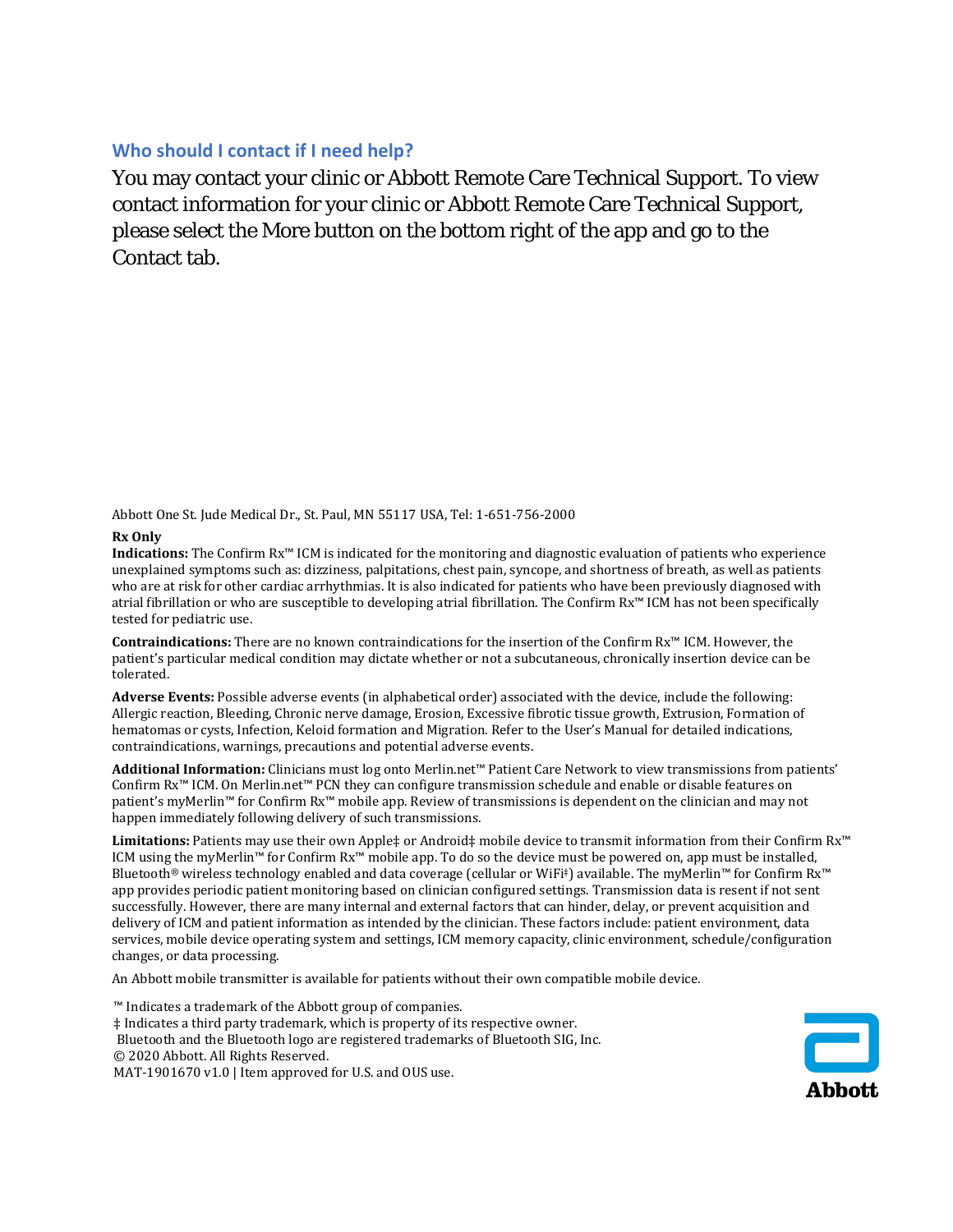## Who should I contact if I need help?

You may contact your clinic or Abbott Remote Care Technical Support. To view contact information for your clinic or Abbott Remote Care Technical Support, please select the More button on the bottom right of the app and go to the Contact tab.

Abbott One St. Jude Medical Dr., St. Paul, MN 55117 USA, Tel: 1-651-756-2000

**Rx Only**

**Indications:** The Confirm Rx™ ICM is indicated for the monitoring and diagnostic evaluation of patients who experience unexplained symptoms such as: dizziness, palpitations, chest pain, syncope, and shortness of breath, as well as patients who are at risk for other cardiac arrhythmias. It is also indicated for patients who have been previously diagnosed with atrial fibrillation or who are susceptible to developing atrial fibrillation. The Confirm Rx™ ICM has not been specifically tested for pediatric use.

**Contraindications:** There are no known contraindications for the insertion of the Confirm Rx™ ICM. However, the patient's particular medical condition may dictate whether or not a subcutaneous, chronically insertion device can be tolerated.

**Adverse Events:** Possible adverse events (in alphabetical order) associated with the device, include the following: Allergic reaction, Bleeding, Chronic nerve damage, Erosion, Excessive fibrotic tissue growth, Extrusion, Formation of hematomas or cysts, Infection, Keloid formation and Migration. Refer to the User's Manual for detailed indications, contraindications, warnings, precautions and potential adverse events.

**Additional Information:** Clinicians must log onto Merlin.net™ Patient Care Network to view transmissions from patients' Confirm Rx™ ICM. On Merlin.net™ PCN they can configure transmission schedule and enable or disable features on patient's myMerlin™ for Confirm Rx™ mobile app. Review of transmissions is dependent on the clinician and may not happen immediately following delivery of such transmissions.

**Limitations:** Patients may use their own Apple‡ or Android‡ mobile device to transmit information from their Confirm Rx™ ICM using the myMerlin™ for Confirm Rx™ mobile app. To do so the device must be powered on, app must be installed, Bluetooth® wireless technology enabled and data coverage (cellular or WiFi‡) available. The myMerlin™ for Confirm Rx™ app provides periodic patient monitoring based on clinician configured settings. Transmission data is resent if not sent successfully. However, there are many internal and external factors that can hinder, delay, or prevent acquisition and delivery of ICM and patient information as intended by the clinician. These factors include: patient environment, data services, mobile device operating system and settings, ICM memory capacity, clinic environment, schedule/configuration changes, or data processing.

An Abbott mobile transmitter is available for patients without their own compatible mobile device.

™ Indicates a trademark of the Abbott group of companies.
‡ Indicates a third party trademark, which is property of its respective owner.
Bluetooth and the Bluetooth logo are registered trademarks of Bluetooth SIG, Inc.
© 2020 Abbott. All Rights Reserved.
MAT-1901670 v1.0 | Item approved for U.S. and OUS use.

Abbott